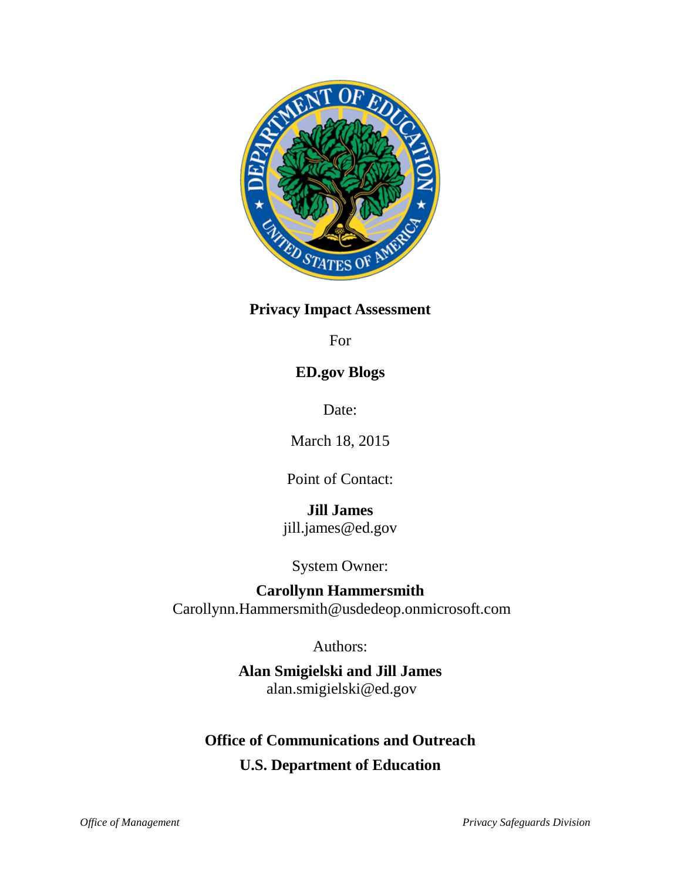**Privacy Impact Assessment**

For

**ED.gov Blogs**

Date:

March 18, 2015

Point of Contact:

**Jill James**
jill.james@ed.gov

System Owner:

**Carollynn Hammersmith**
Carollynn.Hammersmith@usdedeop.onmicrosoft.com

Authors:

**Alan Smigielski and Jill James**
alan.smigielski@ed.gov

**Office of Communications and Outreach**

**U.S. Department of Education**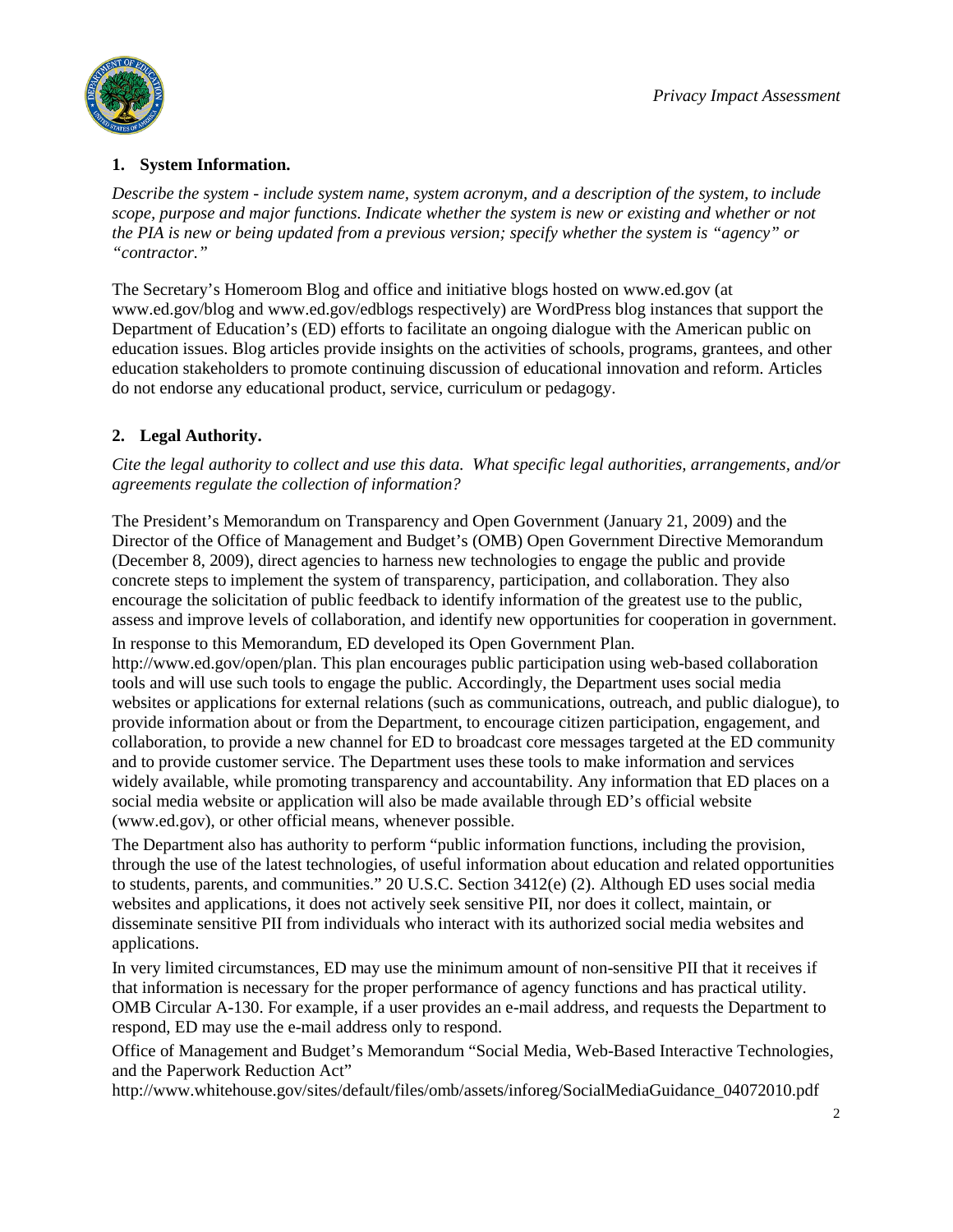## 1. System Information.

*Describe the system - include system name, system acronym, and a description of the system, to include scope, purpose and major functions. Indicate whether the system is new or existing and whether or not the PIA is new or being updated from a previous version; specify whether the system is "agency" or "contractor."*

The Secretary's Homeroom Blog and office and initiative blogs hosted on www.ed.gov (at www.ed.gov/blog and www.ed.gov/edblogs respectively) are WordPress blog instances that support the Department of Education's (ED) efforts to facilitate an ongoing dialogue with the American public on education issues. Blog articles provide insights on the activities of schools, programs, grantees, and other education stakeholders to promote continuing discussion of educational innovation and reform. Articles do not endorse any educational product, service, curriculum or pedagogy.

## 2. Legal Authority.

*Cite the legal authority to collect and use this data. What specific legal authorities, arrangements, and/or agreements regulate the collection of information?*

The President's Memorandum on Transparency and Open Government (January 21, 2009) and the Director of the Office of Management and Budget's (OMB) Open Government Directive Memorandum (December 8, 2009), direct agencies to harness new technologies to engage the public and provide concrete steps to implement the system of transparency, participation, and collaboration. They also encourage the solicitation of public feedback to identify information of the greatest use to the public, assess and improve levels of collaboration, and identify new opportunities for cooperation in government.

In response to this Memorandum, ED developed its Open Government Plan. http://www.ed.gov/open/plan. This plan encourages public participation using web-based collaboration tools and will use such tools to engage the public. Accordingly, the Department uses social media websites or applications for external relations (such as communications, outreach, and public dialogue), to provide information about or from the Department, to encourage citizen participation, engagement, and collaboration, to provide a new channel for ED to broadcast core messages targeted at the ED community and to provide customer service. The Department uses these tools to make information and services widely available, while promoting transparency and accountability. Any information that ED places on a social media website or application will also be made available through ED's official website (www.ed.gov), or other official means, whenever possible.

The Department also has authority to perform "public information functions, including the provision, through the use of the latest technologies, of useful information about education and related opportunities to students, parents, and communities." 20 U.S.C. Section 3412(e) (2). Although ED uses social media websites and applications, it does not actively seek sensitive PII, nor does it collect, maintain, or disseminate sensitive PII from individuals who interact with its authorized social media websites and applications.

In very limited circumstances, ED may use the minimum amount of non-sensitive PII that it receives if that information is necessary for the proper performance of agency functions and has practical utility. OMB Circular A-130. For example, if a user provides an e-mail address, and requests the Department to respond, ED may use the e-mail address only to respond.

Office of Management and Budget's Memorandum "Social Media, Web-Based Interactive Technologies, and the Paperwork Reduction Act" http://www.whitehouse.gov/sites/default/files/omb/assets/inforeg/SocialMediaGuidance_04072010.pdf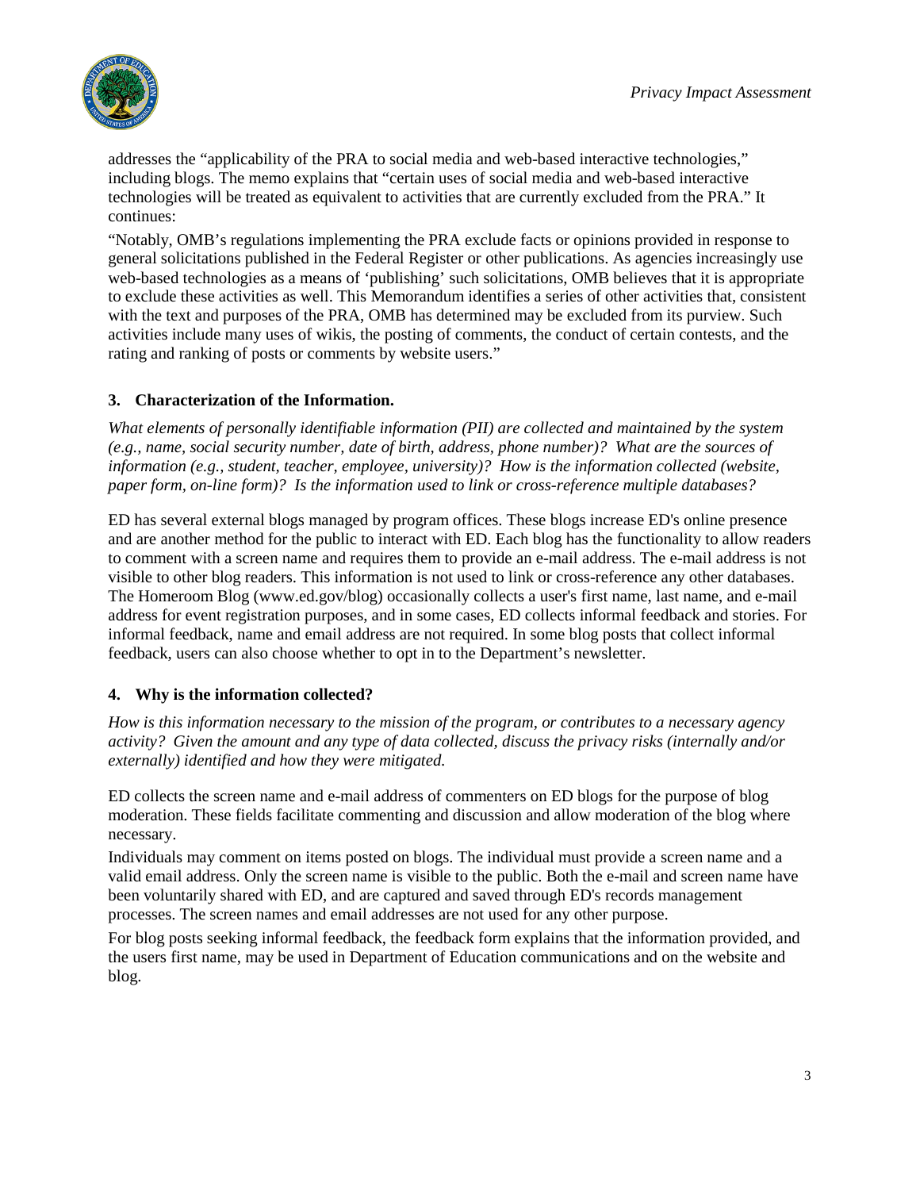addresses the "applicability of the PRA to social media and web-based interactive technologies," including blogs. The memo explains that "certain uses of social media and web-based interactive technologies will be treated as equivalent to activities that are currently excluded from the PRA." It continues:

"Notably, OMB's regulations implementing the PRA exclude facts or opinions provided in response to general solicitations published in the Federal Register or other publications. As agencies increasingly use web-based technologies as a means of 'publishing' such solicitations, OMB believes that it is appropriate to exclude these activities as well. This Memorandum identifies a series of other activities that, consistent with the text and purposes of the PRA, OMB has determined may be excluded from its purview. Such activities include many uses of wikis, the posting of comments, the conduct of certain contests, and the rating and ranking of posts or comments by website users."

### 3. Characterization of the Information.

*What elements of personally identifiable information (PII) are collected and maintained by the system (e.g., name, social security number, date of birth, address, phone number)? What are the sources of information (e.g., student, teacher, employee, university)? How is the information collected (website, paper form, on-line form)? Is the information used to link or cross-reference multiple databases?*

ED has several external blogs managed by program offices. These blogs increase ED's online presence and are another method for the public to interact with ED. Each blog has the functionality to allow readers to comment with a screen name and requires them to provide an e-mail address. The e-mail address is not visible to other blog readers. This information is not used to link or cross-reference any other databases. The Homeroom Blog (www.ed.gov/blog) occasionally collects a user's first name, last name, and e-mail address for event registration purposes, and in some cases, ED collects informal feedback and stories. For informal feedback, name and email address are not required. In some blog posts that collect informal feedback, users can also choose whether to opt in to the Department's newsletter.

### 4. Why is the information collected?

*How is this information necessary to the mission of the program, or contributes to a necessary agency activity? Given the amount and any type of data collected, discuss the privacy risks (internally and/or externally) identified and how they were mitigated.*

ED collects the screen name and e-mail address of commenters on ED blogs for the purpose of blog moderation. These fields facilitate commenting and discussion and allow moderation of the blog where necessary.

Individuals may comment on items posted on blogs. The individual must provide a screen name and a valid email address. Only the screen name is visible to the public. Both the e-mail and screen name have been voluntarily shared with ED, and are captured and saved through ED's records management processes. The screen names and email addresses are not used for any other purpose.

For blog posts seeking informal feedback, the feedback form explains that the information provided, and the users first name, may be used in Department of Education communications and on the website and blog.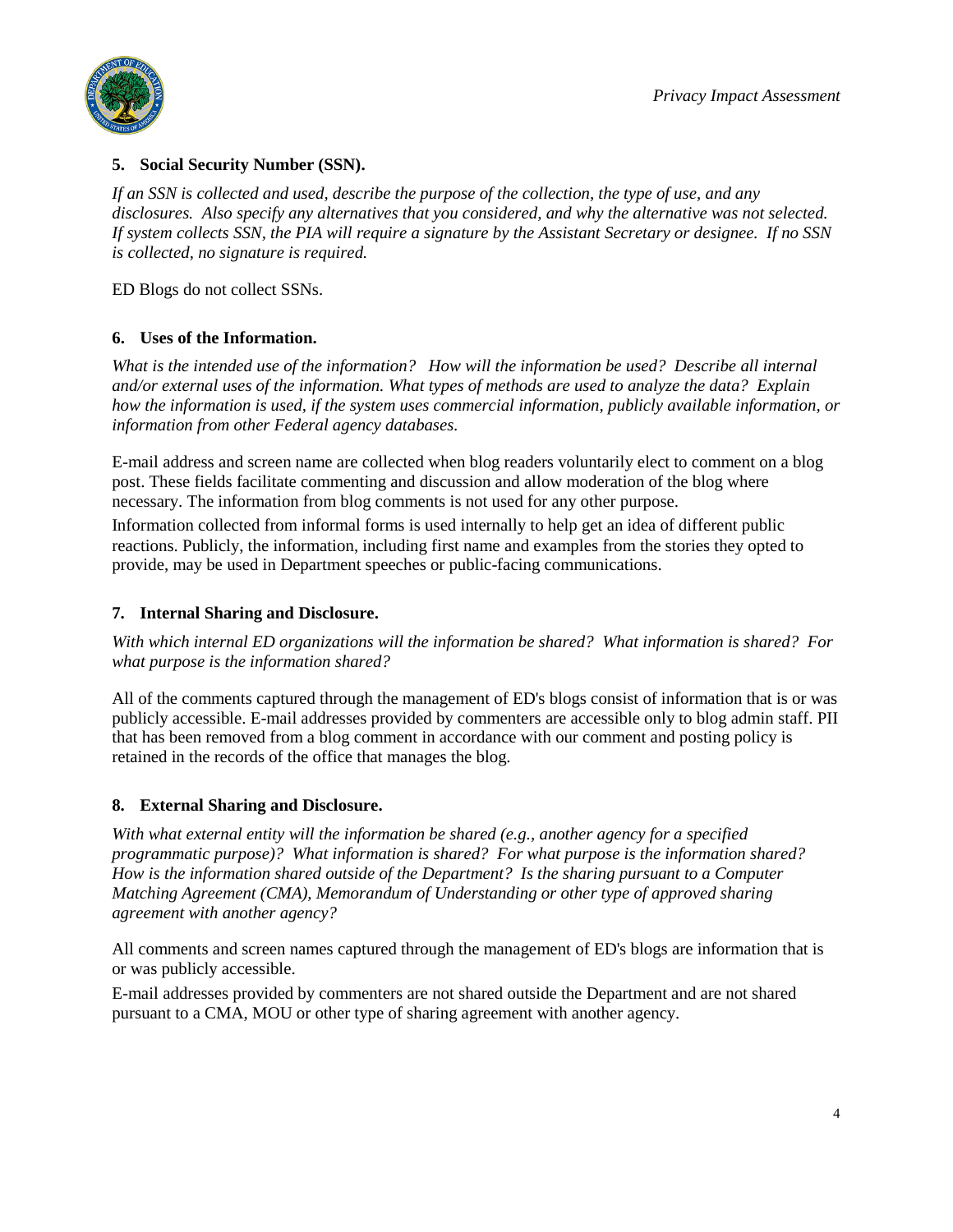**5. Social Security Number (SSN).**

*If an SSN is collected and used, describe the purpose of the collection, the type of use, and any disclosures. Also specify any alternatives that you considered, and why the alternative was not selected. If system collects SSN, the PIA will require a signature by the Assistant Secretary or designee. If no SSN is collected, no signature is required.*

ED Blogs do not collect SSNs.

**6. Uses of the Information.**

*What is the intended use of the information? How will the information be used? Describe all internal and/or external uses of the information. What types of methods are used to analyze the data? Explain how the information is used, if the system uses commercial information, publicly available information, or information from other Federal agency databases.*

E-mail address and screen name are collected when blog readers voluntarily elect to comment on a blog post. These fields facilitate commenting and discussion and allow moderation of the blog where necessary. The information from blog comments is not used for any other purpose.

Information collected from informal forms is used internally to help get an idea of different public reactions. Publicly, the information, including first name and examples from the stories they opted to provide, may be used in Department speeches or public-facing communications.

**7. Internal Sharing and Disclosure.**

*With which internal ED organizations will the information be shared? What information is shared? For what purpose is the information shared?*

All of the comments captured through the management of ED's blogs consist of information that is or was publicly accessible. E-mail addresses provided by commenters are accessible only to blog admin staff. PII that has been removed from a blog comment in accordance with our comment and posting policy is retained in the records of the office that manages the blog.

**8. External Sharing and Disclosure.**

*With what external entity will the information be shared (e.g., another agency for a specified programmatic purpose)? What information is shared? For what purpose is the information shared? How is the information shared outside of the Department? Is the sharing pursuant to a Computer Matching Agreement (CMA), Memorandum of Understanding or other type of approved sharing agreement with another agency?*

All comments and screen names captured through the management of ED's blogs are information that is or was publicly accessible.

E-mail addresses provided by commenters are not shared outside the Department and are not shared pursuant to a CMA, MOU or other type of sharing agreement with another agency.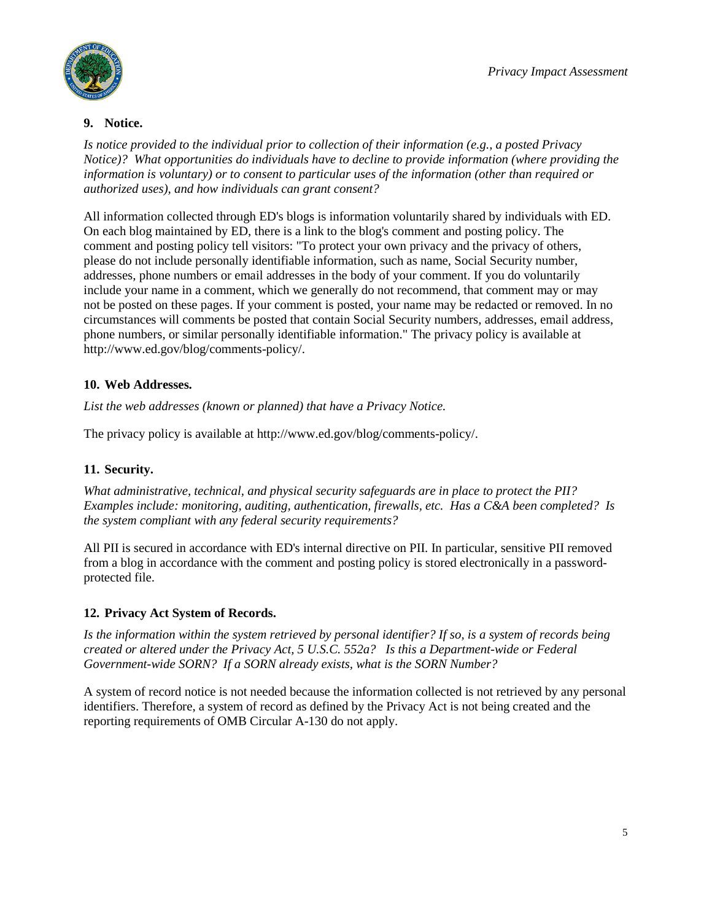### 9. Notice.

*Is notice provided to the individual prior to collection of their information (e.g., a posted Privacy Notice)? What opportunities do individuals have to decline to provide information (where providing the information is voluntary) or to consent to particular uses of the information (other than required or authorized uses), and how individuals can grant consent?*

All information collected through ED's blogs is information voluntarily shared by individuals with ED. On each blog maintained by ED, there is a link to the blog's comment and posting policy. The comment and posting policy tell visitors: "To protect your own privacy and the privacy of others, please do not include personally identifiable information, such as name, Social Security number, addresses, phone numbers or email addresses in the body of your comment. If you do voluntarily include your name in a comment, which we generally do not recommend, that comment may or may not be posted on these pages. If your comment is posted, your name may be redacted or removed. In no circumstances will comments be posted that contain Social Security numbers, addresses, email address, phone numbers, or similar personally identifiable information." The privacy policy is available at http://www.ed.gov/blog/comments-policy/.

### 10. Web Addresses.

*List the web addresses (known or planned) that have a Privacy Notice.*

The privacy policy is available at http://www.ed.gov/blog/comments-policy/.

### 11. Security.

*What administrative, technical, and physical security safeguards are in place to protect the PII? Examples include: monitoring, auditing, authentication, firewalls, etc. Has a C&A been completed? Is the system compliant with any federal security requirements?*

All PII is secured in accordance with ED's internal directive on PII. In particular, sensitive PII removed from a blog in accordance with the comment and posting policy is stored electronically in a password-protected file.

### 12. Privacy Act System of Records.

*Is the information within the system retrieved by personal identifier? If so, is a system of records being created or altered under the Privacy Act, 5 U.S.C. 552a? Is this a Department-wide or Federal Government-wide SORN? If a SORN already exists, what is the SORN Number?*

A system of record notice is not needed because the information collected is not retrieved by any personal identifiers. Therefore, a system of record as defined by the Privacy Act is not being created and the reporting requirements of OMB Circular A-130 do not apply.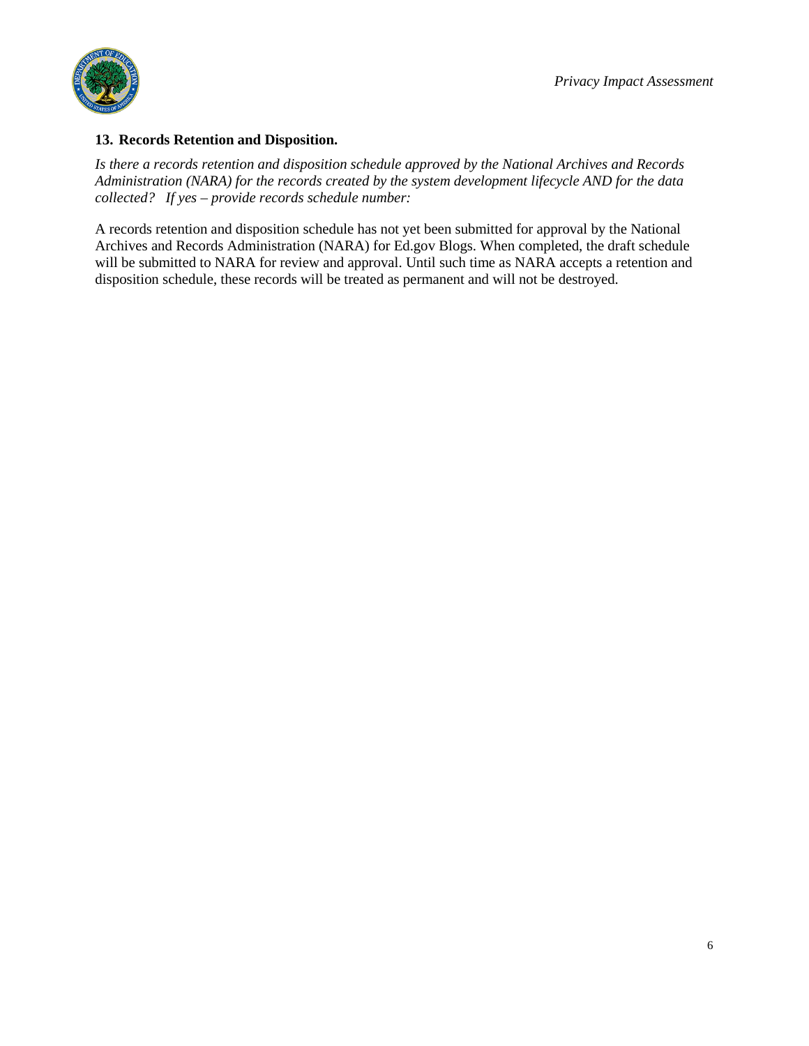**13. Records Retention and Disposition.**

*Is there a records retention and disposition schedule approved by the National Archives and Records Administration (NARA) for the records created by the system development lifecycle AND for the data collected? If yes – provide records schedule number:*

A records retention and disposition schedule has not yet been submitted for approval by the National Archives and Records Administration (NARA) for Ed.gov Blogs. When completed, the draft schedule will be submitted to NARA for review and approval. Until such time as NARA accepts a retention and disposition schedule, these records will be treated as permanent and will not be destroyed.